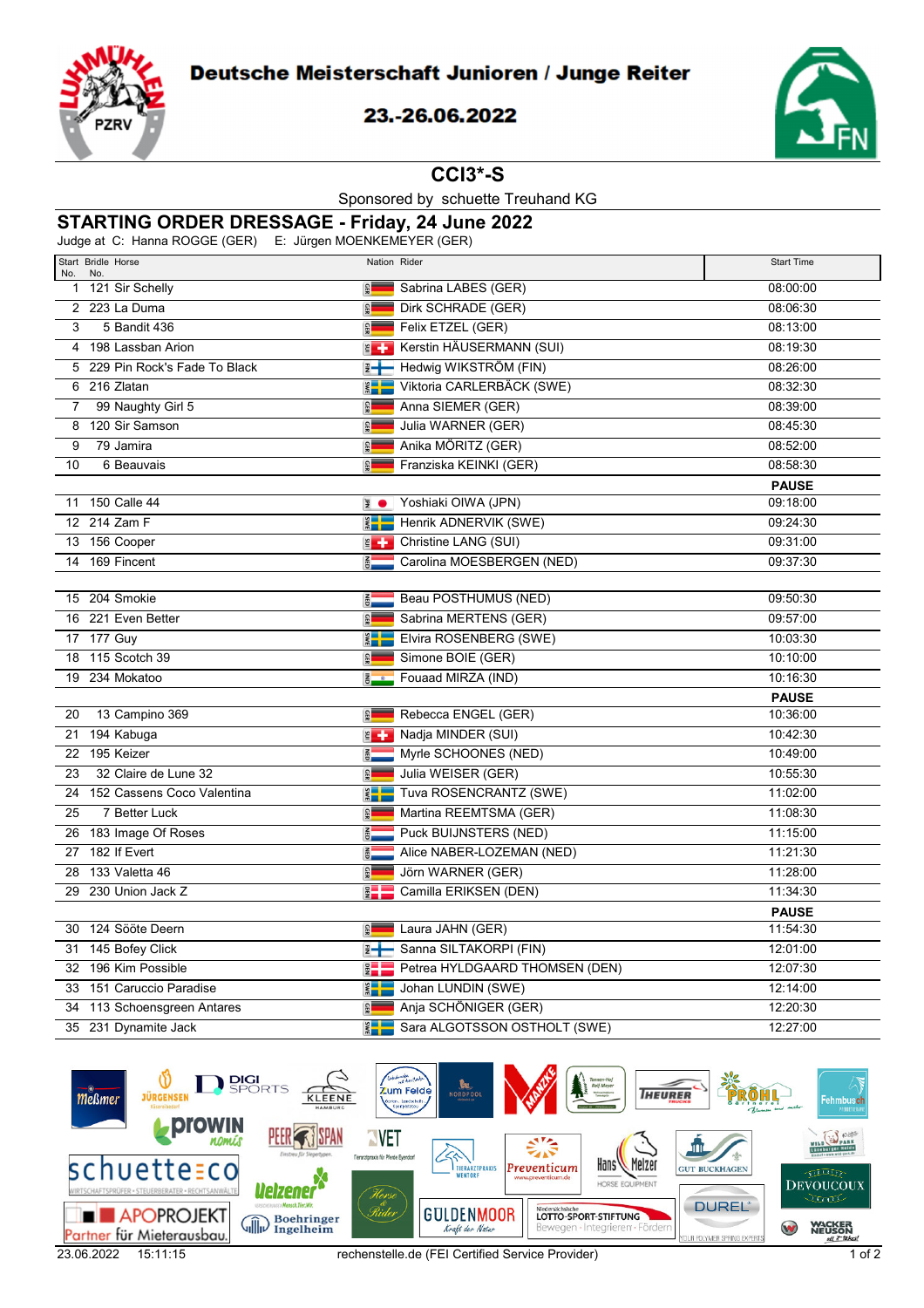# Deutsche Meisterschaft Junioren / Junge Reiter

23.-26.06.2022

## CCI3*-S

Sponsored by schuette Treuhand KG

## STARTING ORDER DRESSAGE - Friday, 24 June 2022

Judge at C: Hanna ROGGE (GER) E: Jürgen MOENKEMEYER (GER)

| Start No. | Bridle No. | Horse | Nation | Rider | Start Time |
|---|---|---|---|---|---|
| 1 | 121 | Sir Schelly | GER | Sabrina LABES (GER) | 08:00:00 |
| 2 | 223 | La Duma | GER | Dirk SCHRADE (GER) | 08:06:30 |
| 3 | 5 | Bandit 436 | GER | Felix ETZEL (GER) | 08:13:00 |
| 4 | 198 | Lassban Arion | SUI | Kerstin HÄUSERMANN (SUI) | 08:19:30 |
| 5 | 229 | Pin Rock's Fade To Black | FIN | Hedwig WIKSTRÖM (FIN) | 08:26:00 |
| 6 | 216 | Zlatan | SWE | Viktoria CARLERBÄCK (SWE) | 08:32:30 |
| 7 | 99 | Naughty Girl 5 | GER | Anna SIEMER (GER) | 08:39:00 |
| 8 | 120 | Sir Samson | GER | Julia WARNER (GER) | 08:45:30 |
| 9 | 79 | Jamira | GER | Anika MÖRITZ (GER) | 08:52:00 |
| 10 | 6 | Beauvais | GER | Franziska KEINKI (GER) | 08:58:30 |
| | | | | | **PAUSE** |
| 11 | 150 | Calle 44 | JPN | Yoshiaki OIWA (JPN) | 09:18:00 |
| 12 | 214 | Zam F | SWE | Henrik ADNERVIK (SWE) | 09:24:30 |
| 13 | 156 | Cooper | SUI | Christine LANG (SUI) | 09:31:00 |
| 14 | 169 | Fincent | NED | Carolina MOESBERGEN (NED) | 09:37:30 |
| | | | | | |
| 15 | 204 | Smokie | NED | Beau POSTHUMUS (NED) | 09:50:30 |
| 16 | 221 | Even Better | GER | Sabrina MERTENS (GER) | 09:57:00 |
| 17 | 177 | Guy | SWE | Elvira ROSENBERG (SWE) | 10:03:30 |
| 18 | 115 | Scotch 39 | GER | Simone BOIE (GER) | 10:10:00 |
| 19 | 234 | Mokatoo | IND | Fouaad MIRZA (IND) | 10:16:30 |
| | | | | | **PAUSE** |
| 20 | 13 | Campino 369 | GER | Rebecca ENGEL (GER) | 10:36:00 |
| 21 | 194 | Kabuga | SUI | Nadja MINDER (SUI) | 10:42:30 |
| 22 | 195 | Keizer | NED | Myrle SCHOONES (NED) | 10:49:00 |
| 23 | 32 | Claire de Lune 32 | GER | Julia WEISER (GER) | 10:55:30 |
| 24 | 152 | Cassens Coco Valentina | SWE | Tuva ROSENCRANTZ (SWE) | 11:02:00 |
| 25 | 7 | Better Luck | GER | Martina REEMTSMA (GER) | 11:08:30 |
| 26 | 183 | Image Of Roses | NED | Puck BUIJNSTERS (NED) | 11:15:00 |
| 27 | 182 | If Evert | NED | Alice NABER-LOZEMAN (NED) | 11:21:30 |
| 28 | 133 | Valetta 46 | GER | Jörn WARNER (GER) | 11:28:00 |
| 29 | 230 | Union Jack Z | DEN | Camilla ERIKSEN (DEN) | 11:34:30 |
| | | | | | **PAUSE** |
| 30 | 124 | Sööte Deern | GER | Laura JAHN (GER) | 11:54:30 |
| 31 | 145 | Bofey Click | FIN | Sanna SILTAKORPI (FIN) | 12:01:00 |
| 32 | 196 | Kim Possible | DEN | Petrea HYLDGAARD THOMSEN (DEN) | 12:07:30 |
| 33 | 151 | Caruccio Paradise | SWE | Johan LUNDIN (SWE) | 12:14:00 |
| 34 | 113 | Schoensgreen Antares | GER | Anja SCHÖNIGER (GER) | 12:20:30 |
| 35 | 231 | Dynamite Jack | SWE | Sara ALGOTSSON OSTHOLT (SWE) | 12:27:00 |

23.06.2022 15:11:15 rechenstelle.de (FEI Certified Service Provider)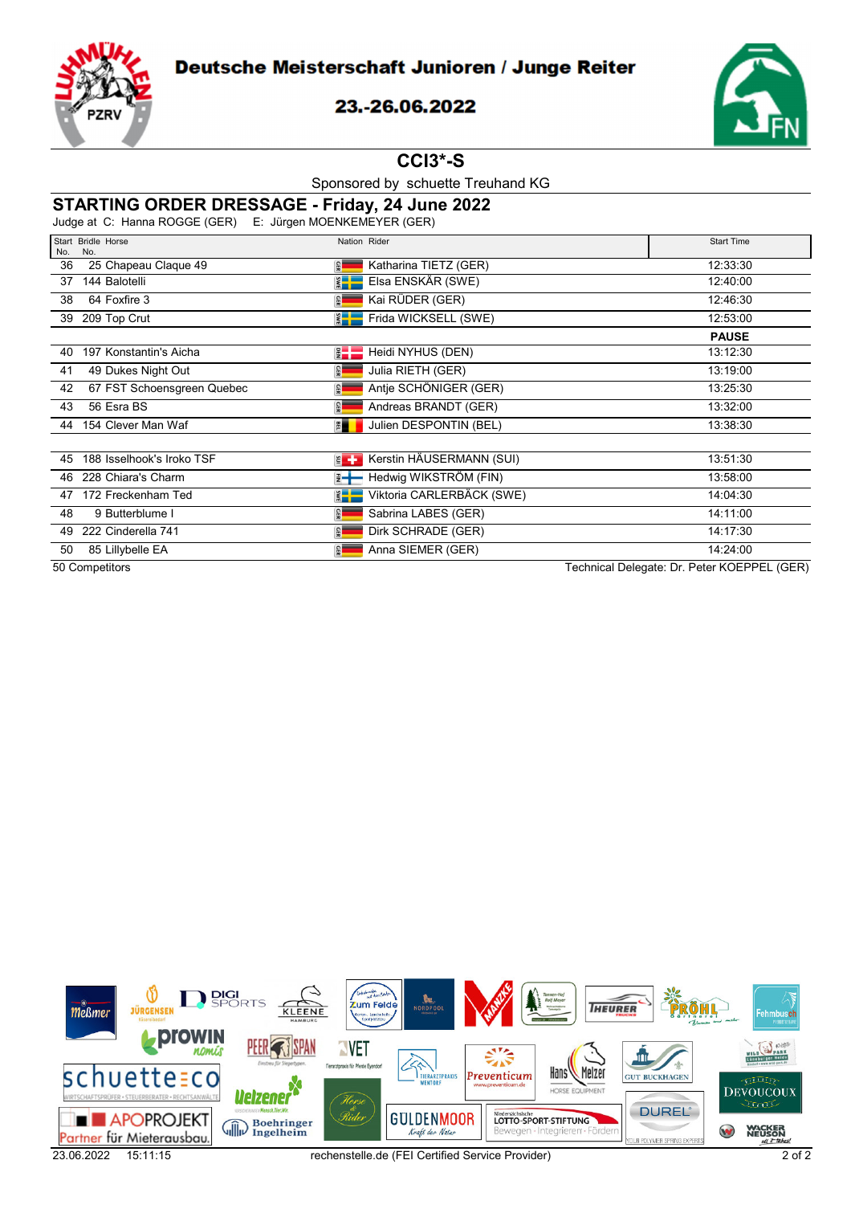# Deutsche Meisterschaft Junioren / Junge Reiter

23.-26.06.2022

## CCI3*-S

Sponsored by schuette Treuhand KG

## STARTING ORDER DRESSAGE - Friday, 24 June 2022

Judge at C: Hanna ROGGE (GER) E: Jürgen MOENKEMEYER (GER)

| Start No. | Bridle No. | Horse | Nation | Rider | Start Time |
|---|---|---|---|---|---|
| 36 | 25 | Chapeau Claque 49 | GER | Katharina TIETZ (GER) | 12:33:30 |
| 37 | 144 | Balotelli | SWE | Elsa ENSKÄR (SWE) | 12:40:00 |
| 38 | 64 | Foxfire 3 | GER | Kai RÜDER (GER) | 12:46:30 |
| 39 | 209 | Top Crut | SWE | Frida WICKSELL (SWE) | 12:53:00 |
| | | | | | **PAUSE** |
| 40 | 197 | Konstantin's Aicha | DEN | Heidi NYHUS (DEN) | 13:12:30 |
| 41 | 49 | Dukes Night Out | GER | Julia RIETH (GER) | 13:19:00 |
| 42 | 67 | FST Schoensgreen Quebec | GER | Antje SCHÖNIGER (GER) | 13:25:30 |
| 43 | 56 | Esra BS | GER | Andreas BRANDT (GER) | 13:32:00 |
| 44 | 154 | Clever Man Waf | BEL | Julien DESPONTIN (BEL) | 13:38:30 |
| | | | | | |
| 45 | 188 | Isselhook's Iroko TSF | SUI | Kerstin HÄUSERMANN (SUI) | 13:51:30 |
| 46 | 228 | Chiara's Charm | FIN | Hedwig WIKSTRÖM (FIN) | 13:58:00 |
| 47 | 172 | Freckenham Ted | SWE | Viktoria CARLERBÄCK (SWE) | 14:04:30 |
| 48 | 9 | Butterblume I | GER | Sabrina LABES (GER) | 14:11:00 |
| 49 | 222 | Cinderella 741 | GER | Dirk SCHRADE (GER) | 14:17:30 |
| 50 | 85 | Lillybelle EA | GER | Anna SIEMER (GER) | 14:24:00 |

50 Competitors

Technical Delegate: Dr. Peter KOEPPEL (GER)

23.06.2022 15:11:15 rechenstelle.de (FEI Certified Service Provider)